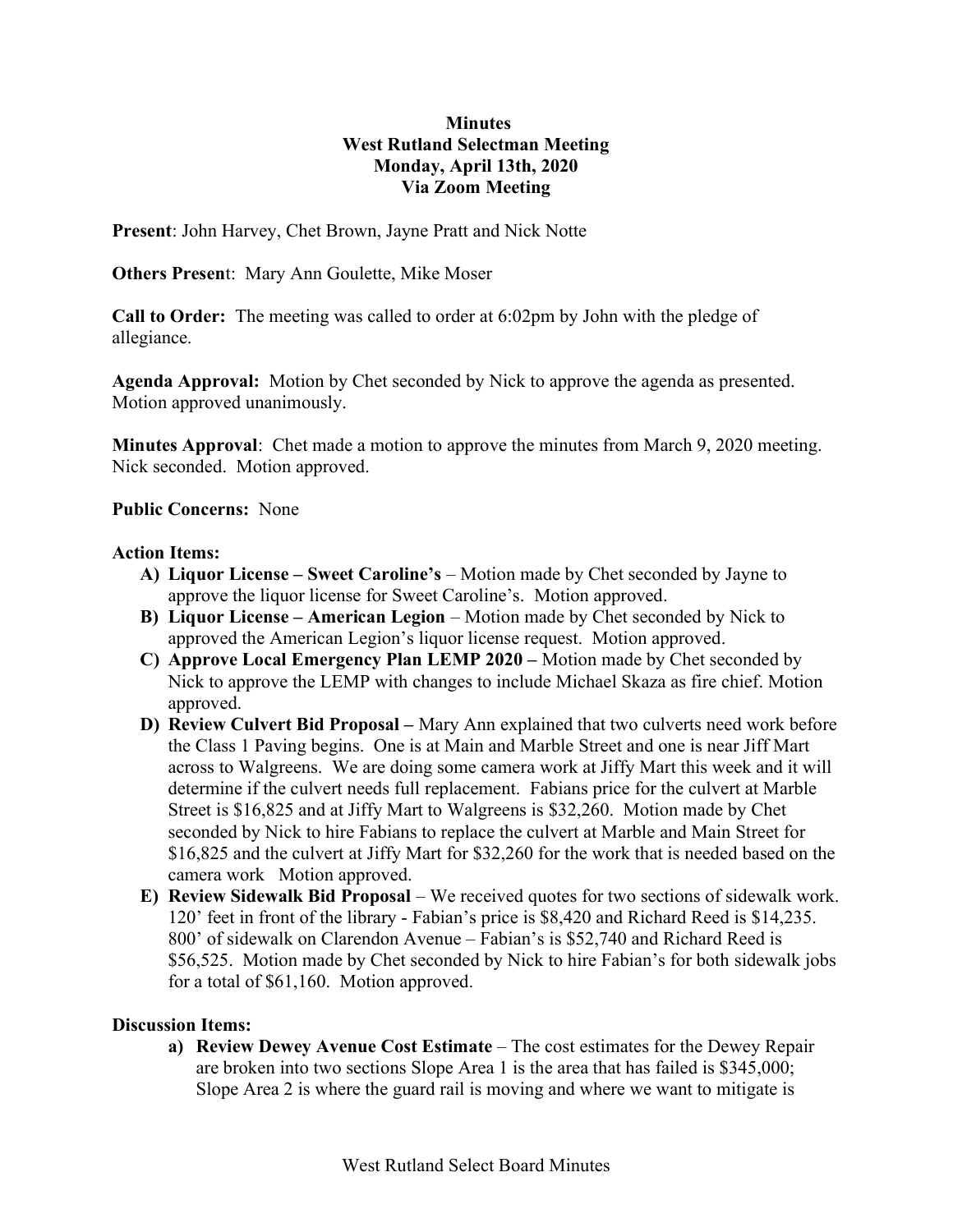**Minutes**
**West Rutland Selectman Meeting**
**Monday, April 13th, 2020**
**Via Zoom Meeting**

**Present**: John Harvey, Chet Brown, Jayne Pratt and Nick Notte

**Others Present**: Mary Ann Goulette, Mike Moser

**Call to Order:** The meeting was called to order at 6:02pm by John with the pledge of allegiance.

**Agenda Approval:** Motion by Chet seconded by Nick to approve the agenda as presented. Motion approved unanimously.

**Minutes Approval**: Chet made a motion to approve the minutes from March 9, 2020 meeting. Nick seconded. Motion approved.

**Public Concerns:** None

**Action Items:**

- **A) Liquor License – Sweet Caroline's** – Motion made by Chet seconded by Jayne to approve the liquor license for Sweet Caroline's. Motion approved.
- **B) Liquor License – American Legion** – Motion made by Chet seconded by Nick to approved the American Legion's liquor license request. Motion approved.
- **C) Approve Local Emergency Plan LEMP 2020 –** Motion made by Chet seconded by Nick to approve the LEMP with changes to include Michael Skaza as fire chief. Motion approved.
- **D) Review Culvert Bid Proposal –** Mary Ann explained that two culverts need work before the Class 1 Paving begins. One is at Main and Marble Street and one is near Jiff Mart across to Walgreens. We are doing some camera work at Jiffy Mart this week and it will determine if the culvert needs full replacement. Fabians price for the culvert at Marble Street is $16,825 and at Jiffy Mart to Walgreens is $32,260. Motion made by Chet seconded by Nick to hire Fabians to replace the culvert at Marble and Main Street for $16,825 and the culvert at Jiffy Mart for $32,260 for the work that is needed based on the camera work Motion approved.
- **E) Review Sidewalk Bid Proposal** – We received quotes for two sections of sidewalk work. 120' feet in front of the library - Fabian's price is $8,420 and Richard Reed is $14,235. 800' of sidewalk on Clarendon Avenue – Fabian's is $52,740 and Richard Reed is $56,525. Motion made by Chet seconded by Nick to hire Fabian's for both sidewalk jobs for a total of $61,160. Motion approved.

**Discussion Items:**

- **a) Review Dewey Avenue Cost Estimate** – The cost estimates for the Dewey Repair are broken into two sections Slope Area 1 is the area that has failed is $345,000; Slope Area 2 is where the guard rail is moving and where we want to mitigate is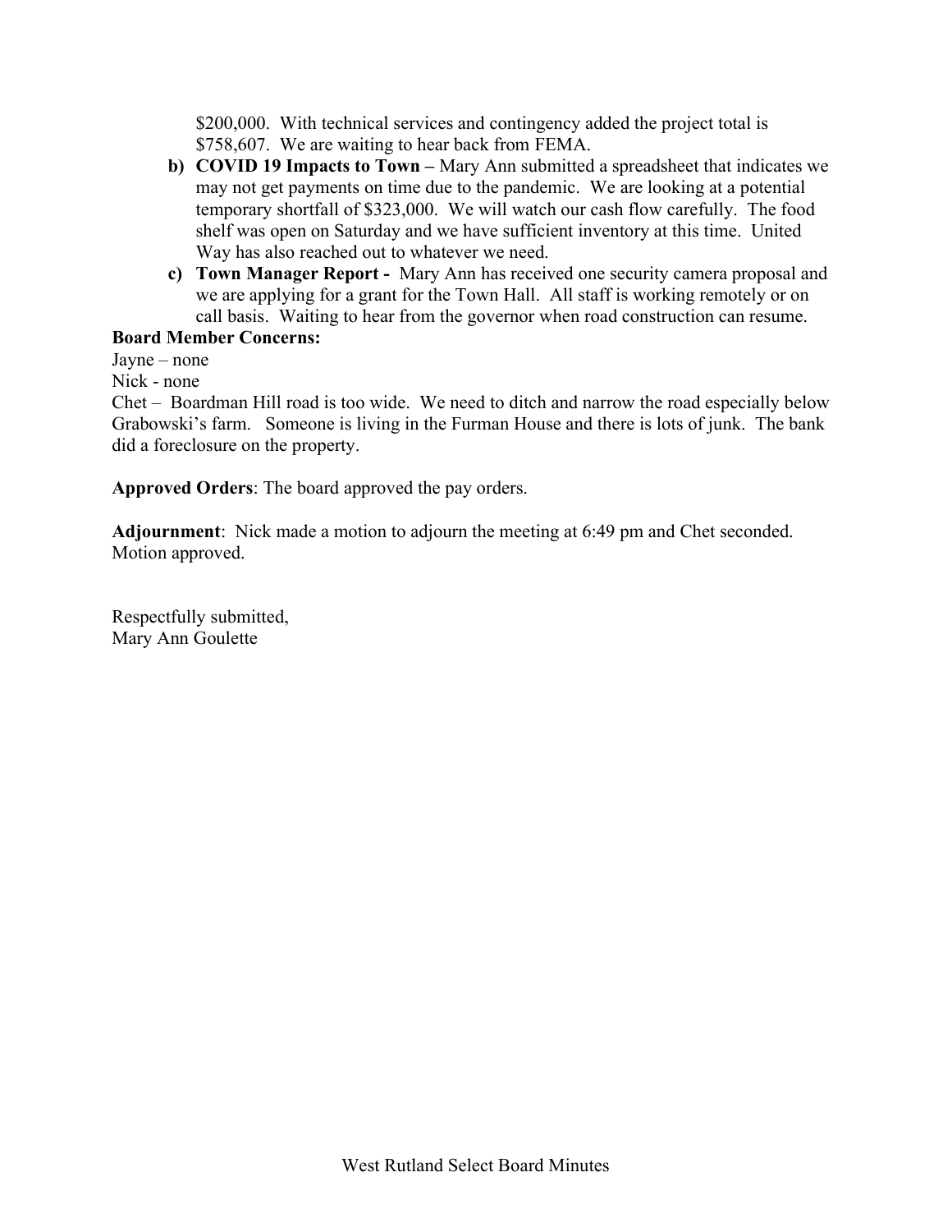$200,000. With technical services and contingency added the project total is $758,607. We are waiting to hear back from FEMA.

b) **COVID 19 Impacts to Town –** Mary Ann submitted a spreadsheet that indicates we may not get payments on time due to the pandemic. We are looking at a potential temporary shortfall of $323,000. We will watch our cash flow carefully. The food shelf was open on Saturday and we have sufficient inventory at this time. United Way has also reached out to whatever we need.

c) **Town Manager Report -** Mary Ann has received one security camera proposal and we are applying for a grant for the Town Hall. All staff is working remotely or on call basis. Waiting to hear from the governor when road construction can resume.

**Board Member Concerns:**

Jayne – none

Nick - none

Chet – Boardman Hill road is too wide. We need to ditch and narrow the road especially below Grabowski's farm. Someone is living in the Furman House and there is lots of junk. The bank did a foreclosure on the property.

**Approved Orders**: The board approved the pay orders.

**Adjournment**: Nick made a motion to adjourn the meeting at 6:49 pm and Chet seconded. Motion approved.

Respectfully submitted,
Mary Ann Goulette